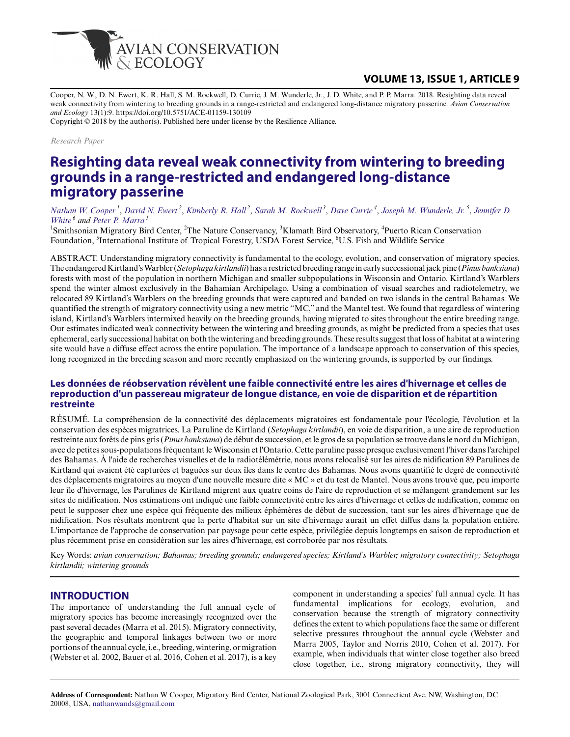Cooper, N. W., D. N. Ewert, K. R. Hall, S. M. Rockwell, D. Currie, J. M. Wunderle, Jr., J. D. White, and P. P. Marra. 2018. Resighting data reveal weak connectivity from wintering to breeding grounds in a range-restricted and endangered long-distance migratory passerine. *Avian Conservation and Ecology* 13(1):9. https://doi.org/10.5751/ACE-01159-130109
Copyright © 2018 by the author(s). Published here under license by the Resilience Alliance.

*Research Paper*

# Resighting data reveal weak connectivity from wintering to breeding grounds in a range-restricted and endangered long-distance migratory passerine

*Nathan W. Cooper*[1], *David N. Ewert*[2], *Kimberly R. Hall*[2], *Sarah M. Rockwell*[3], *Dave Currie*[4], *Joseph M. Wunderle, Jr.*[5], *Jennifer D. White*[6] and *Peter P. Marra*[1]

[1]Smithsonian Migratory Bird Center, [2]The Nature Conservancy, [3]Klamath Bird Observatory, [4]Puerto Rican Conservation Foundation, [5]International Institute of Tropical Forestry, USDA Forest Service, [6]U.S. Fish and Wildlife Service

ABSTRACT. Understanding migratory connectivity is fundamental to the ecology, evolution, and conservation of migratory species. The endangered Kirtland's Warbler (*Setophaga kirtlandii*) has a restricted breeding range in early successional jack pine (*Pinus banksiana*) forests with most of the population in northern Michigan and smaller subpopulations in Wisconsin and Ontario. Kirtland's Warblers spend the winter almost exclusively in the Bahamian Archipelago. Using a combination of visual searches and radiotelemetry, we relocated 89 Kirtland's Warblers on the breeding grounds that were captured and banded on two islands in the central Bahamas. We quantified the strength of migratory connectivity using a new metric "MC," and the Mantel test. We found that regardless of wintering island, Kirtland's Warblers intermixed heavily on the breeding grounds, having migrated to sites throughout the entire breeding range. Our estimates indicated weak connectivity between the wintering and breeding grounds, as might be predicted from a species that uses ephemeral, early successional habitat on both the wintering and breeding grounds. These results suggest that loss of habitat at a wintering site would have a diffuse effect across the entire population. The importance of a landscape approach to conservation of this species, long recognized in the breeding season and more recently emphasized on the wintering grounds, is supported by our findings.

## Les données de réobservation révèlent une faible connectivité entre les aires d'hivernage et celles de reproduction d'un passereau migrateur de longue distance, en voie de disparition et de répartition restreinte

RÉSUMÉ. La compréhension de la connectivité des déplacements migratoires est fondamentale pour l'écologie, l'évolution et la conservation des espèces migratrices. La Paruline de Kirtland (*Setophaga kirtlandii*), en voie de disparition, a une aire de reproduction restreinte aux forêts de pins gris (*Pinus banksiana*) de début de succession, et le gros de sa population se trouve dans le nord du Michigan, avec de petites sous-populations fréquentant le Wisconsin et l'Ontario. Cette paruline passe presque exclusivement l'hiver dans l'archipel des Bahamas. À l'aide de recherches visuelles et de la radiotélémétrie, nous avons relocalisé sur les aires de nidification 89 Parulines de Kirtland qui avaient été capturées et baguées sur deux îles dans le centre des Bahamas. Nous avons quantifié le degré de connectivité des déplacements migratoires au moyen d'une nouvelle mesure dite « MC » et du test de Mantel. Nous avons trouvé que, peu importe leur île d'hivernage, les Parulines de Kirtland migrent aux quatre coins de l'aire de reproduction et se mélangent grandement sur les sites de nidification. Nos estimations ont indiqué une faible connectivité entre les aires d'hivernage et celles de nidification, comme on peut le supposer chez une espèce qui fréquente des milieux éphémères de début de succession, tant sur les aires d'hivernage que de nidification. Nos résultats montrent que la perte d'habitat sur un site d'hivernage aurait un effet diffus dans la population entière. L'importance de l'approche de conservation par paysage pour cette espèce, privilégiée depuis longtemps en saison de reproduction et plus récemment prise en considération sur les aires d'hivernage, est corroborée par nos résultats.

Key Words: *avian conservation; Bahamas; breeding grounds; endangered species; Kirtland's Warbler; migratory connectivity; Setophaga kirtlandii; wintering grounds*

## INTRODUCTION

The importance of understanding the full annual cycle of migratory species has become increasingly recognized over the past several decades (Marra et al. 2015). Migratory connectivity, the geographic and temporal linkages between two or more portions of the annual cycle, i.e., breeding, wintering, or migration (Webster et al. 2002, Bauer et al. 2016, Cohen et al. 2017), is a key component in understanding a species' full annual cycle. It has fundamental implications for ecology, evolution, and conservation because the strength of migratory connectivity defines the extent to which populations face the same or different selective pressures throughout the annual cycle (Webster and Marra 2005, Taylor and Norris 2010, Cohen et al. 2017). For example, when individuals that winter close together also breed close together, i.e., strong migratory connectivity, they will

**Address of Correspondent:** Nathan W Cooper, Migratory Bird Center, National Zoological Park, 3001 Connecticut Ave. NW, Washington, DC 20008, USA, nathanwands@gmail.com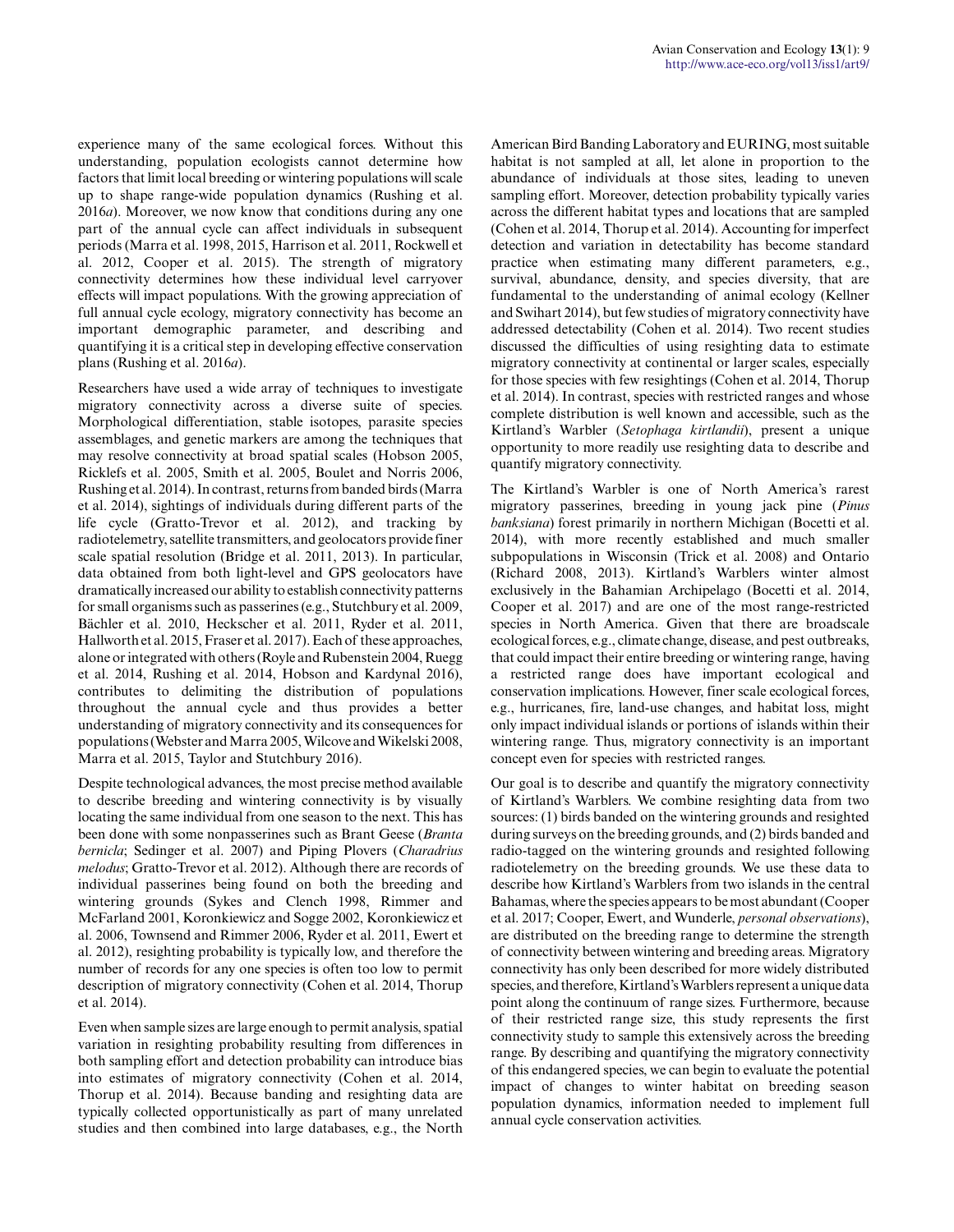experience many of the same ecological forces. Without this understanding, population ecologists cannot determine how factors that limit local breeding or wintering populations will scale up to shape range-wide population dynamics (Rushing et al. 2016*a*). Moreover, we now know that conditions during any one part of the annual cycle can affect individuals in subsequent periods (Marra et al. 1998, 2015, Harrison et al. 2011, Rockwell et al. 2012, Cooper et al. 2015). The strength of migratory connectivity determines how these individual level carryover effects will impact populations. With the growing appreciation of full annual cycle ecology, migratory connectivity has become an important demographic parameter, and describing and quantifying it is a critical step in developing effective conservation plans (Rushing et al. 2016*a*).

Researchers have used a wide array of techniques to investigate migratory connectivity across a diverse suite of species. Morphological differentiation, stable isotopes, parasite species assemblages, and genetic markers are among the techniques that may resolve connectivity at broad spatial scales (Hobson 2005, Ricklefs et al. 2005, Smith et al. 2005, Boulet and Norris 2006, Rushing et al. 2014). In contrast, returns from banded birds (Marra et al. 2014), sightings of individuals during different parts of the life cycle (Gratto-Trevor et al. 2012), and tracking by radiotelemetry, satellite transmitters, and geolocators provide finer scale spatial resolution (Bridge et al. 2011, 2013). In particular, data obtained from both light-level and GPS geolocators have dramatically increased our ability to establish connectivity patterns for small organisms such as passerines (e.g., Stutchbury et al. 2009, Bächler et al. 2010, Heckscher et al. 2011, Ryder et al. 2011, Hallworth et al. 2015, Fraser et al. 2017). Each of these approaches, alone or integrated with others (Royle and Rubenstein 2004, Ruegg et al. 2014, Rushing et al. 2014, Hobson and Kardynal 2016), contributes to delimiting the distribution of populations throughout the annual cycle and thus provides a better understanding of migratory connectivity and its consequences for populations (Webster and Marra 2005, Wilcove and Wikelski 2008, Marra et al. 2015, Taylor and Stutchbury 2016).

Despite technological advances, the most precise method available to describe breeding and wintering connectivity is by visually locating the same individual from one season to the next. This has been done with some nonpasserines such as Brant Geese (*Branta bernicla*; Sedinger et al. 2007) and Piping Plovers (*Charadrius melodus*; Gratto-Trevor et al. 2012). Although there are records of individual passerines being found on both the breeding and wintering grounds (Sykes and Clench 1998, Rimmer and McFarland 2001, Koronkiewicz and Sogge 2002, Koronkiewicz et al. 2006, Townsend and Rimmer 2006, Ryder et al. 2011, Ewert et al. 2012), resighting probability is typically low, and therefore the number of records for any one species is often too low to permit description of migratory connectivity (Cohen et al. 2014, Thorup et al. 2014).

Even when sample sizes are large enough to permit analysis, spatial variation in resighting probability resulting from differences in both sampling effort and detection probability can introduce bias into estimates of migratory connectivity (Cohen et al. 2014, Thorup et al. 2014). Because banding and resighting data are typically collected opportunistically as part of many unrelated studies and then combined into large databases, e.g., the North American Bird Banding Laboratory and EURING, most suitable habitat is not sampled at all, let alone in proportion to the abundance of individuals at those sites, leading to uneven sampling effort. Moreover, detection probability typically varies across the different habitat types and locations that are sampled (Cohen et al. 2014, Thorup et al. 2014). Accounting for imperfect detection and variation in detectability has become standard practice when estimating many different parameters, e.g., survival, abundance, density, and species diversity, that are fundamental to the understanding of animal ecology (Kellner and Swihart 2014), but few studies of migratory connectivity have addressed detectability (Cohen et al. 2014). Two recent studies discussed the difficulties of using resighting data to estimate migratory connectivity at continental or larger scales, especially for those species with few resightings (Cohen et al. 2014, Thorup et al. 2014). In contrast, species with restricted ranges and whose complete distribution is well known and accessible, such as the Kirtland's Warbler (*Setophaga kirtlandii*), present a unique opportunity to more readily use resighting data to describe and quantify migratory connectivity.

The Kirtland's Warbler is one of North America's rarest migratory passerines, breeding in young jack pine (*Pinus banksiana*) forest primarily in northern Michigan (Bocetti et al. 2014), with more recently established and much smaller subpopulations in Wisconsin (Trick et al. 2008) and Ontario (Richard 2008, 2013). Kirtland's Warblers winter almost exclusively in the Bahamian Archipelago (Bocetti et al. 2014, Cooper et al. 2017) and are one of the most range-restricted species in North America. Given that there are broadscale ecological forces, e.g., climate change, disease, and pest outbreaks, that could impact their entire breeding or wintering range, having a restricted range does have important ecological and conservation implications. However, finer scale ecological forces, e.g., hurricanes, fire, land-use changes, and habitat loss, might only impact individual islands or portions of islands within their wintering range. Thus, migratory connectivity is an important concept even for species with restricted ranges.

Our goal is to describe and quantify the migratory connectivity of Kirtland's Warblers. We combine resighting data from two sources: (1) birds banded on the wintering grounds and resighted during surveys on the breeding grounds, and (2) birds banded and radio-tagged on the wintering grounds and resighted following radiotelemetry on the breeding grounds. We use these data to describe how Kirtland's Warblers from two islands in the central Bahamas, where the species appears to be most abundant (Cooper et al. 2017; Cooper, Ewert, and Wunderle, *personal observations*), are distributed on the breeding range to determine the strength of connectivity between wintering and breeding areas. Migratory connectivity has only been described for more widely distributed species, and therefore, Kirtland's Warblers represent a unique data point along the continuum of range sizes. Furthermore, because of their restricted range size, this study represents the first connectivity study to sample this extensively across the breeding range. By describing and quantifying the migratory connectivity of this endangered species, we can begin to evaluate the potential impact of changes to winter habitat on breeding season population dynamics, information needed to implement full annual cycle conservation activities.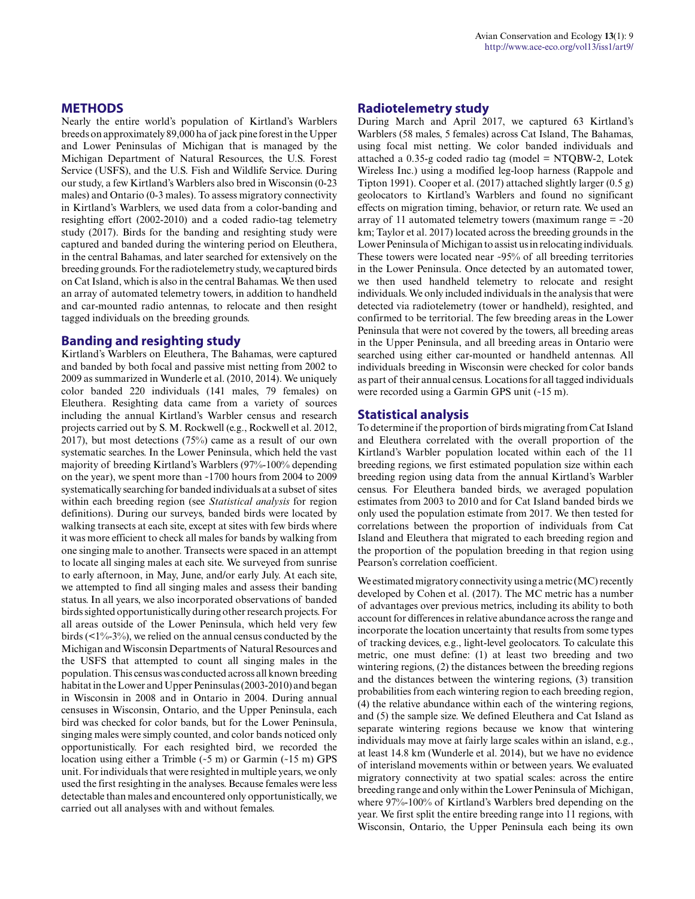## METHODS

Nearly the entire world's population of Kirtland's Warblers breeds on approximately 89,000 ha of jack pine forest in the Upper and Lower Peninsulas of Michigan that is managed by the Michigan Department of Natural Resources, the U.S. Forest Service (USFS), and the U.S. Fish and Wildlife Service. During our study, a few Kirtland's Warblers also bred in Wisconsin (0-23 males) and Ontario (0-3 males). To assess migratory connectivity in Kirtland's Warblers, we used data from a color-banding and resighting effort (2002-2010) and a coded radio-tag telemetry study (2017). Birds for the banding and resighting study were captured and banded during the wintering period on Eleuthera, in the central Bahamas, and later searched for extensively on the breeding grounds. For the radiotelemetry study, we captured birds on Cat Island, which is also in the central Bahamas. We then used an array of automated telemetry towers, in addition to handheld and car-mounted radio antennas, to relocate and then resight tagged individuals on the breeding grounds.

### Banding and resighting study

Kirtland's Warblers on Eleuthera, The Bahamas, were captured and banded by both focal and passive mist netting from 2002 to 2009 as summarized in Wunderle et al. (2010, 2014). We uniquely color banded 220 individuals (141 males, 79 females) on Eleuthera. Resighting data came from a variety of sources including the annual Kirtland's Warbler census and research projects carried out by S. M. Rockwell (e.g., Rockwell et al. 2012, 2017), but most detections (75%) came as a result of our own systematic searches. In the Lower Peninsula, which held the vast majority of breeding Kirtland's Warblers (97%-100% depending on the year), we spent more than ~1700 hours from 2004 to 2009 systematically searching for banded individuals at a subset of sites within each breeding region (see *Statistical analysis* for region definitions). During our surveys, banded birds were located by walking transects at each site, except at sites with few birds where it was more efficient to check all males for bands by walking from one singing male to another. Transects were spaced in an attempt to locate all singing males at each site. We surveyed from sunrise to early afternoon, in May, June, and/or early July. At each site, we attempted to find all singing males and assess their banding status. In all years, we also incorporated observations of banded birds sighted opportunistically during other research projects. For all areas outside of the Lower Peninsula, which held very few birds (<1%-3%), we relied on the annual census conducted by the Michigan and Wisconsin Departments of Natural Resources and the USFS that attempted to count all singing males in the population. This census was conducted across all known breeding habitat in the Lower and Upper Peninsulas (2003-2010) and began in Wisconsin in 2008 and in Ontario in 2004. During annual censuses in Wisconsin, Ontario, and the Upper Peninsula, each bird was checked for color bands, but for the Lower Peninsula, singing males were simply counted, and color bands noticed only opportunistically. For each resighted bird, we recorded the location using either a Trimble (~5 m) or Garmin (~15 m) GPS unit. For individuals that were resighted in multiple years, we only used the first resighting in the analyses. Because females were less detectable than males and encountered only opportunistically, we carried out all analyses with and without females.

### Radiotelemetry study

During March and April 2017, we captured 63 Kirtland's Warblers (58 males, 5 females) across Cat Island, The Bahamas, using focal mist netting. We color banded individuals and attached a 0.35-g coded radio tag (model = NTQBW-2, Lotek Wireless Inc.) using a modified leg-loop harness (Rappole and Tipton 1991). Cooper et al. (2017) attached slightly larger (0.5 g) geolocators to Kirtland's Warblers and found no significant effects on migration timing, behavior, or return rate. We used an array of 11 automated telemetry towers (maximum range = ~20 km; Taylor et al. 2017) located across the breeding grounds in the Lower Peninsula of Michigan to assist us in relocating individuals. These towers were located near ~95% of all breeding territories in the Lower Peninsula. Once detected by an automated tower, we then used handheld telemetry to relocate and resight individuals. We only included individuals in the analysis that were detected via radiotelemetry (tower or handheld), resighted, and confirmed to be territorial. The few breeding areas in the Lower Peninsula that were not covered by the towers, all breeding areas in the Upper Peninsula, and all breeding areas in Ontario were searched using either car-mounted or handheld antennas. All individuals breeding in Wisconsin were checked for color bands as part of their annual census. Locations for all tagged individuals were recorded using a Garmin GPS unit (~15 m).

### Statistical analysis

To determine if the proportion of birds migrating from Cat Island and Eleuthera correlated with the overall proportion of the Kirtland's Warbler population located within each of the 11 breeding regions, we first estimated population size within each breeding region using data from the annual Kirtland's Warbler census. For Eleuthera banded birds, we averaged population estimates from 2003 to 2010 and for Cat Island banded birds we only used the population estimate from 2017. We then tested for correlations between the proportion of individuals from Cat Island and Eleuthera that migrated to each breeding region and the proportion of the population breeding in that region using Pearson's correlation coefficient.

We estimated migratory connectivity using a metric (MC) recently developed by Cohen et al. (2017). The MC metric has a number of advantages over previous metrics, including its ability to both account for differences in relative abundance across the range and incorporate the location uncertainty that results from some types of tracking devices, e.g., light-level geolocators. To calculate this metric, one must define: (1) at least two breeding and two wintering regions, (2) the distances between the breeding regions and the distances between the wintering regions, (3) transition probabilities from each wintering region to each breeding region, (4) the relative abundance within each of the wintering regions, and (5) the sample size. We defined Eleuthera and Cat Island as separate wintering regions because we know that wintering individuals may move at fairly large scales within an island, e.g., at least 14.8 km (Wunderle et al. 2014), but we have no evidence of interisland movements within or between years. We evaluated migratory connectivity at two spatial scales: across the entire breeding range and only within the Lower Peninsula of Michigan, where 97%-100% of Kirtland's Warblers bred depending on the year. We first split the entire breeding range into 11 regions, with Wisconsin, Ontario, the Upper Peninsula each being its own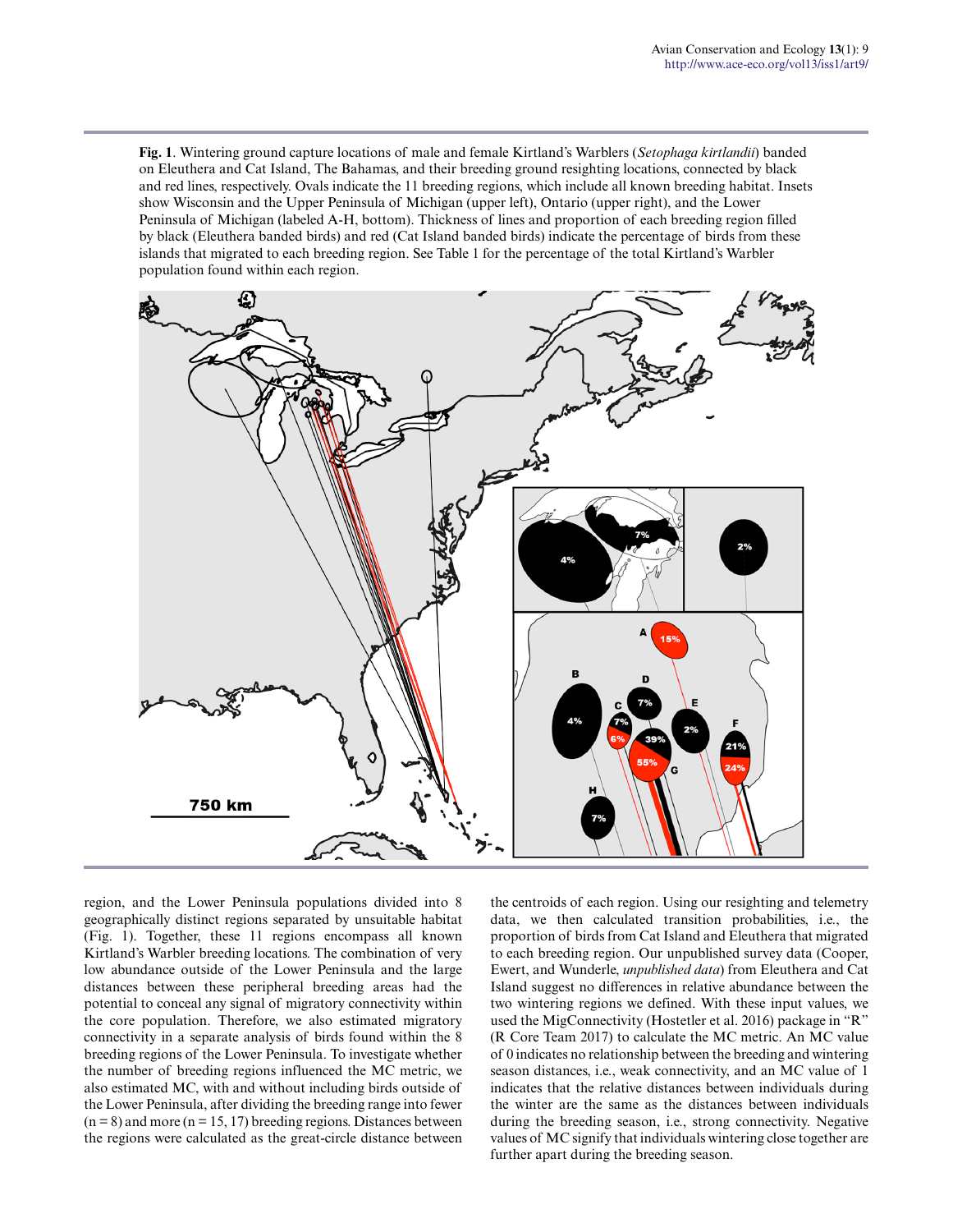**Fig. 1**. Wintering ground capture locations of male and female Kirtland's Warblers (*Setophaga kirtlandii*) banded on Eleuthera and Cat Island, The Bahamas, and their breeding ground resighting locations, connected by black and red lines, respectively. Ovals indicate the 11 breeding regions, which include all known breeding habitat. Insets show Wisconsin and the Upper Peninsula of Michigan (upper left), Ontario (upper right), and the Lower Peninsula of Michigan (labeled A-H, bottom). Thickness of lines and proportion of each breeding region filled by black (Eleuthera banded birds) and red (Cat Island banded birds) indicate the percentage of birds from these islands that migrated to each breeding region. See Table 1 for the percentage of the total Kirtland's Warbler population found within each region.

region, and the Lower Peninsula populations divided into 8 geographically distinct regions separated by unsuitable habitat (Fig. 1). Together, these 11 regions encompass all known Kirtland's Warbler breeding locations. The combination of very low abundance outside of the Lower Peninsula and the large distances between these peripheral breeding areas had the potential to conceal any signal of migratory connectivity within the core population. Therefore, we also estimated migratory connectivity in a separate analysis of birds found within the 8 breeding regions of the Lower Peninsula. To investigate whether the number of breeding regions influenced the MC metric, we also estimated MC, with and without including birds outside of the Lower Peninsula, after dividing the breeding range into fewer (n = 8) and more (n = 15, 17) breeding regions. Distances between the regions were calculated as the great-circle distance between the centroids of each region. Using our resighting and telemetry data, we then calculated transition probabilities, i.e., the proportion of birds from Cat Island and Eleuthera that migrated to each breeding region. Our unpublished survey data (Cooper, Ewert, and Wunderle, *unpublished data*) from Eleuthera and Cat Island suggest no differences in relative abundance between the two wintering regions we defined. With these input values, we used the MigConnectivity (Hostetler et al. 2016) package in "R" (R Core Team 2017) to calculate the MC metric. An MC value of 0 indicates no relationship between the breeding and wintering season distances, i.e., weak connectivity, and an MC value of 1 indicates that the relative distances between individuals during the winter are the same as the distances between individuals during the breeding season, i.e., strong connectivity. Negative values of MC signify that individuals wintering close together are further apart during the breeding season.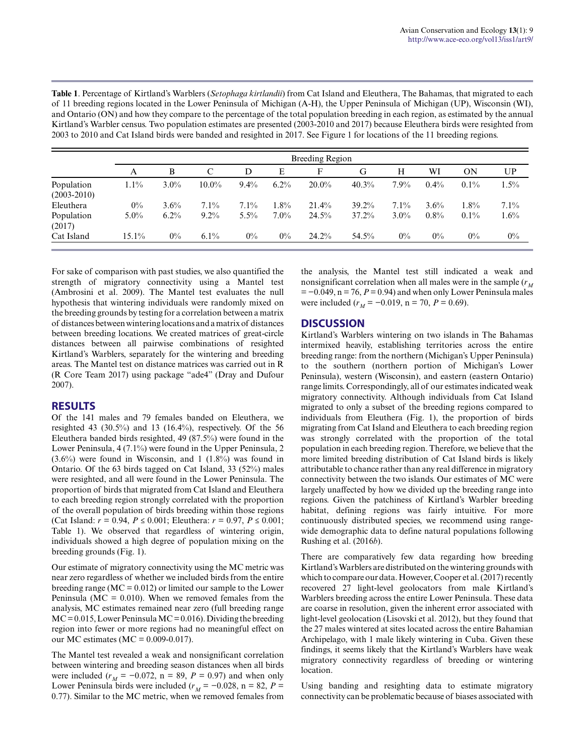**Table 1**. Percentage of Kirtland's Warblers (*Setophaga kirtlandii*) from Cat Island and Eleuthera, The Bahamas, that migrated to each of 11 breeding regions located in the Lower Peninsula of Michigan (A-H), the Upper Peninsula of Michigan (UP), Wisconsin (WI), and Ontario (ON) and how they compare to the percentage of the total population breeding in each region, as estimated by the annual Kirtland's Warbler census. Two population estimates are presented (2003-2010 and 2017) because Eleuthera birds were resighted from 2003 to 2010 and Cat Island birds were banded and resighted in 2017. See Figure 1 for locations of the 11 breeding regions.

| | Breeding Region | | | | | | | | | | |
|---|---|---|---|---|---|---|---|---|---|---|---|
| | A | B | C | D | E | F | G | H | WI | ON | UP |
| Population (2003-2010) | 1.1% | 3.0% | 10.0% | 9.4% | 6.2% | 20.0% | 40.3% | 7.9% | 0.4% | 0.1% | 1.5% |
| Eleuthera | 0% | 3.6% | 7.1% | 7.1% | 1.8% | 21.4% | 39.2% | 7.1% | 3.6% | 1.8% | 7.1% |
| Population (2017) | 5.0% | 6.2% | 9.2% | 5.5% | 7.0% | 24.5% | 37.2% | 3.0% | 0.8% | 0.1% | 1.6% |
| Cat Island | 15.1% | 0% | 6.1% | 0% | 0% | 24.2% | 54.5% | 0% | 0% | 0% | 0% |

For sake of comparison with past studies, we also quantified the strength of migratory connectivity using a Mantel test (Ambrosini et al. 2009). The Mantel test evaluates the null hypothesis that wintering individuals were randomly mixed on the breeding grounds by testing for a correlation between a matrix of distances between wintering locations and a matrix of distances between breeding locations. We created matrices of great-circle distances between all pairwise combinations of resighted Kirtland's Warblers, separately for the wintering and breeding areas. The Mantel test on distance matrices was carried out in R (R Core Team 2017) using package "ade4" (Dray and Dufour 2007).

## RESULTS

Of the 141 males and 79 females banded on Eleuthera, we resighted 43 (30.5%) and 13 (16.4%), respectively. Of the 56 Eleuthera banded birds resighted, 49 (87.5%) were found in the Lower Peninsula, 4 (7.1%) were found in the Upper Peninsula, 2 (3.6%) were found in Wisconsin, and 1 (1.8%) was found in Ontario. Of the 63 birds tagged on Cat Island, 33 (52%) males were resighted, and all were found in the Lower Peninsula. The proportion of birds that migrated from Cat Island and Eleuthera to each breeding region strongly correlated with the proportion of the overall population of birds breeding within those regions (Cat Island: $r = 0.94$, $P \leq 0.001$; Eleuthera: $r = 0.97$, $P \leq 0.001$; Table 1). We observed that regardless of wintering origin, individuals showed a high degree of population mixing on the breeding grounds (Fig. 1).

Our estimate of migratory connectivity using the MC metric was near zero regardless of whether we included birds from the entire breeding range (MC = 0.012) or limited our sample to the Lower Peninsula (MC = 0.010). When we removed females from the analysis, MC estimates remained near zero (full breeding range MC = 0.015, Lower Peninsula MC = 0.016). Dividing the breeding region into fewer or more regions had no meaningful effect on our MC estimates (MC = 0.009-0.017).

The Mantel test revealed a weak and nonsignificant correlation between wintering and breeding season distances when all birds were included ($r_M = -0.072$, n = 89, $P = 0.97$) and when only Lower Peninsula birds were included ($r_M = -0.028$, n = 82, $P = 0.77$). Similar to the MC metric, when we removed females from the analysis, the Mantel test still indicated a weak and nonsignificant correlation when all males were in the sample ($r_M = -0.049$, n = 76, $P = 0.94$) and when only Lower Peninsula males were included ($r_M = -0.019$, n = 70, $P = 0.69$).

## DISCUSSION

Kirtland's Warblers wintering on two islands in The Bahamas intermixed heavily, establishing territories across the entire breeding range: from the northern (Michigan's Upper Peninsula) to the southern (northern portion of Michigan's Lower Peninsula), western (Wisconsin), and eastern (eastern Ontario) range limits. Correspondingly, all of our estimates indicated weak migratory connectivity. Although individuals from Cat Island migrated to only a subset of the breeding regions compared to individuals from Eleuthera (Fig. 1), the proportion of birds migrating from Cat Island and Eleuthera to each breeding region was strongly correlated with the proportion of the total population in each breeding region. Therefore, we believe that the more limited breeding distribution of Cat Island birds is likely attributable to chance rather than any real difference in migratory connectivity between the two islands. Our estimates of MC were largely unaffected by how we divided up the breeding range into regions. Given the patchiness of Kirtland's Warbler breeding habitat, defining regions was fairly intuitive. For more continuously distributed species, we recommend using range-wide demographic data to define natural populations following Rushing et al. (2016*b*).

There are comparatively few data regarding how breeding Kirtland's Warblers are distributed on the wintering grounds with which to compare our data. However, Cooper et al. (2017) recently recovered 27 light-level geolocators from male Kirtland's Warblers breeding across the entire Lower Peninsula. These data are coarse in resolution, given the inherent error associated with light-level geolocation (Lisovski et al. 2012), but they found that the 27 males wintered at sites located across the entire Bahamian Archipelago, with 1 male likely wintering in Cuba. Given these findings, it seems likely that the Kirtland's Warblers have weak migratory connectivity regardless of breeding or wintering location.

Using banding and resighting data to estimate migratory connectivity can be problematic because of biases associated with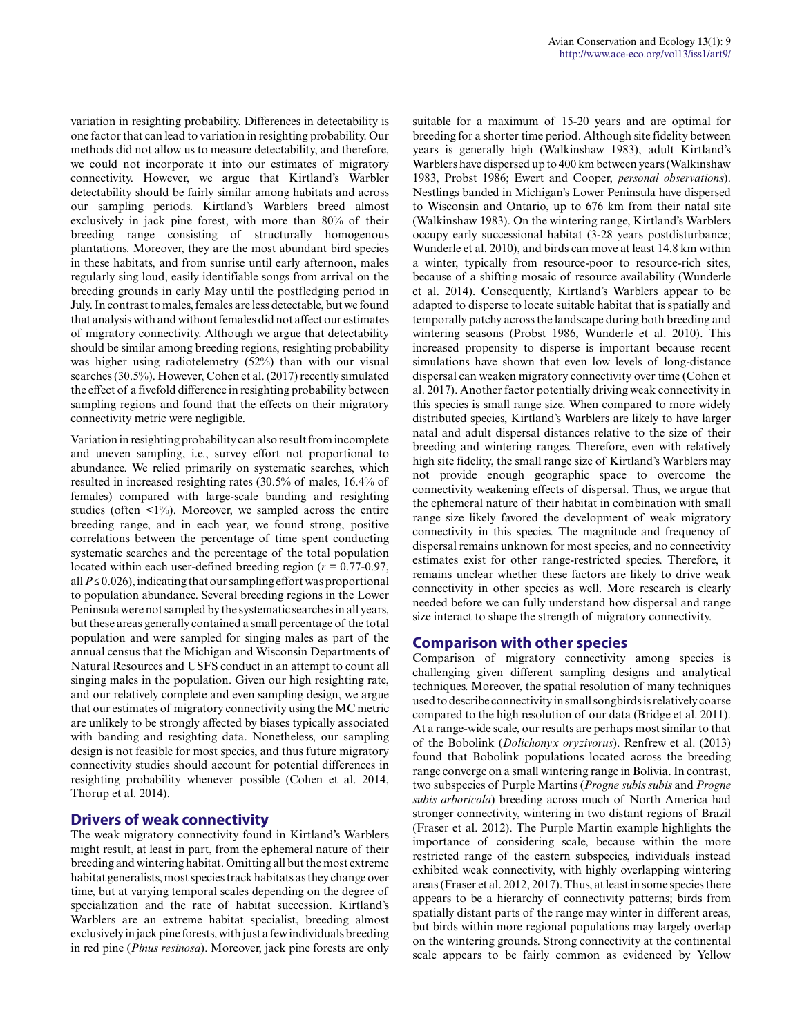variation in resighting probability. Differences in detectability is one factor that can lead to variation in resighting probability. Our methods did not allow us to measure detectability, and therefore, we could not incorporate it into our estimates of migratory connectivity. However, we argue that Kirtland's Warbler detectability should be fairly similar among habitats and across our sampling periods. Kirtland's Warblers breed almost exclusively in jack pine forest, with more than 80% of their breeding range consisting of structurally homogenous plantations. Moreover, they are the most abundant bird species in these habitats, and from sunrise until early afternoon, males regularly sing loud, easily identifiable songs from arrival on the breeding grounds in early May until the postfledging period in July. In contrast to males, females are less detectable, but we found that analysis with and without females did not affect our estimates of migratory connectivity. Although we argue that detectability should be similar among breeding regions, resighting probability was higher using radiotelemetry (52%) than with our visual searches (30.5%). However, Cohen et al. (2017) recently simulated the effect of a fivefold difference in resighting probability between sampling regions and found that the effects on their migratory connectivity metric were negligible.

Variation in resighting probability can also result from incomplete and uneven sampling, i.e., survey effort not proportional to abundance. We relied primarily on systematic searches, which resulted in increased resighting rates (30.5% of males, 16.4% of females) compared with large-scale banding and resighting studies (often <1%). Moreover, we sampled across the entire breeding range, and in each year, we found strong, positive correlations between the percentage of time spent conducting systematic searches and the percentage of the total population located within each user-defined breeding region ($r = 0.77$-$0.97$, all $P \leq 0.026$), indicating that our sampling effort was proportional to population abundance. Several breeding regions in the Lower Peninsula were not sampled by the systematic searches in all years, but these areas generally contained a small percentage of the total population and were sampled for singing males as part of the annual census that the Michigan and Wisconsin Departments of Natural Resources and USFS conduct in an attempt to count all singing males in the population. Given our high resighting rate, and our relatively complete and even sampling design, we argue that our estimates of migratory connectivity using the MC metric are unlikely to be strongly affected by biases typically associated with banding and resighting data. Nonetheless, our sampling design is not feasible for most species, and thus future migratory connectivity studies should account for potential differences in resighting probability whenever possible (Cohen et al. 2014, Thorup et al. 2014).

## Drivers of weak connectivity

The weak migratory connectivity found in Kirtland's Warblers might result, at least in part, from the ephemeral nature of their breeding and wintering habitat. Omitting all but the most extreme habitat generalists, most species track habitats as they change over time, but at varying temporal scales depending on the degree of specialization and the rate of habitat succession. Kirtland's Warblers are an extreme habitat specialist, breeding almost exclusively in jack pine forests, with just a few individuals breeding in red pine (*Pinus resinosa*). Moreover, jack pine forests are only suitable for a maximum of 15-20 years and are optimal for breeding for a shorter time period. Although site fidelity between years is generally high (Walkinshaw 1983), adult Kirtland's Warblers have dispersed up to 400 km between years (Walkinshaw 1983, Probst 1986; Ewert and Cooper, *personal observations*). Nestlings banded in Michigan's Lower Peninsula have dispersed to Wisconsin and Ontario, up to 676 km from their natal site (Walkinshaw 1983). On the wintering range, Kirtland's Warblers occupy early successional habitat (3-28 years postdisturbance; Wunderle et al. 2010), and birds can move at least 14.8 km within a winter, typically from resource-poor to resource-rich sites, because of a shifting mosaic of resource availability (Wunderle et al. 2014). Consequently, Kirtland's Warblers appear to be adapted to disperse to locate suitable habitat that is spatially and temporally patchy across the landscape during both breeding and wintering seasons (Probst 1986, Wunderle et al. 2010). This increased propensity to disperse is important because recent simulations have shown that even low levels of long-distance dispersal can weaken migratory connectivity over time (Cohen et al. 2017). Another factor potentially driving weak connectivity in this species is small range size. When compared to more widely distributed species, Kirtland's Warblers are likely to have larger natal and adult dispersal distances relative to the size of their breeding and wintering ranges. Therefore, even with relatively high site fidelity, the small range size of Kirtland's Warblers may not provide enough geographic space to overcome the connectivity weakening effects of dispersal. Thus, we argue that the ephemeral nature of their habitat in combination with small range size likely favored the development of weak migratory connectivity in this species. The magnitude and frequency of dispersal remains unknown for most species, and no connectivity estimates exist for other range-restricted species. Therefore, it remains unclear whether these factors are likely to drive weak connectivity in other species as well. More research is clearly needed before we can fully understand how dispersal and range size interact to shape the strength of migratory connectivity.

## Comparison with other species

Comparison of migratory connectivity among species is challenging given different sampling designs and analytical techniques. Moreover, the spatial resolution of many techniques used to describe connectivity in small songbirds is relatively coarse compared to the high resolution of our data (Bridge et al. 2011). At a range-wide scale, our results are perhaps most similar to that of the Bobolink (*Dolichonyx oryzivorus*). Renfrew et al. (2013) found that Bobolink populations located across the breeding range converge on a small wintering range in Bolivia. In contrast, two subspecies of Purple Martins (*Progne subis subis* and *Progne subis arboricola*) breeding across much of North America had stronger connectivity, wintering in two distant regions of Brazil (Fraser et al. 2012). The Purple Martin example highlights the importance of considering scale, because within the more restricted range of the eastern subspecies, individuals instead exhibited weak connectivity, with highly overlapping wintering areas (Fraser et al. 2012, 2017). Thus, at least in some species there appears to be a hierarchy of connectivity patterns; birds from spatially distant parts of the range may winter in different areas, but birds within more regional populations may largely overlap on the wintering grounds. Strong connectivity at the continental scale appears to be fairly common as evidenced by Yellow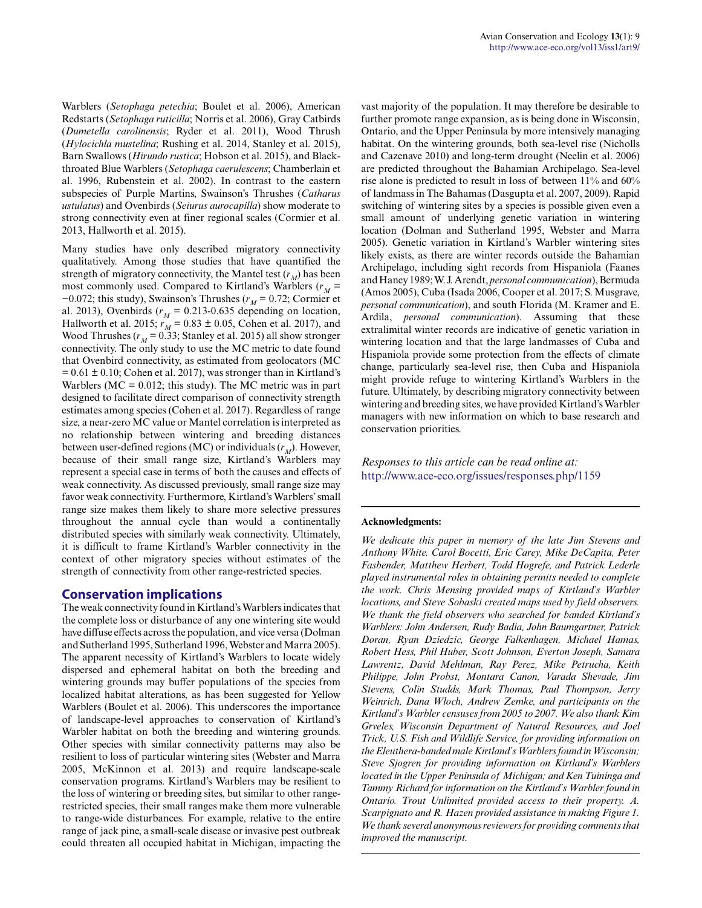Warblers (*Setophaga petechia*; Boulet et al. 2006), American Redstarts (*Setophaga ruticilla*; Norris et al. 2006), Gray Catbirds (*Dumetella carolinensis*; Ryder et al. 2011), Wood Thrush (*Hylocichla mustelina*; Rushing et al. 2014, Stanley et al. 2015), Barn Swallows (*Hirundo rustica*; Hobson et al. 2015), and Black-throated Blue Warblers (*Setophaga caerulescens*; Chamberlain et al. 1996, Rubenstein et al. 2002). In contrast to the eastern subspecies of Purple Martins, Swainson's Thrushes (*Catharus ustulatus*) and Ovenbirds (*Seiurus aurocapilla*) show moderate to strong connectivity even at finer regional scales (Cormier et al. 2013, Hallworth et al. 2015).

Many studies have only described migratory connectivity qualitatively. Among those studies that have quantified the strength of migratory connectivity, the Mantel test ($r_M$) has been most commonly used. Compared to Kirtland's Warblers ($r_M$ = −0.072; this study), Swainson's Thrushes ($r_M$ = 0.72; Cormier et al. 2013), Ovenbirds ($r_M$ = 0.213-0.635 depending on location, Hallworth et al. 2015; $r_M = 0.83 \pm 0.05$, Cohen et al. 2017), and Wood Thrushes ($r_M$ = 0.33; Stanley et al. 2015) all show stronger connectivity. The only study to use the MC metric to date found that Ovenbird connectivity, as estimated from geolocators (MC $= 0.61 \pm 0.10$; Cohen et al. 2017), was stronger than in Kirtland's Warblers (MC = 0.012; this study). The MC metric was in part designed to facilitate direct comparison of connectivity strength estimates among species (Cohen et al. 2017). Regardless of range size, a near-zero MC value or Mantel correlation is interpreted as no relationship between wintering and breeding distances between user-defined regions (MC) or individuals ($r_M$). However, because of their small range size, Kirtland's Warblers may represent a special case in terms of both the causes and effects of weak connectivity. As discussed previously, small range size may favor weak connectivity. Furthermore, Kirtland's Warblers' small range size makes them likely to share more selective pressures throughout the annual cycle than would a continentally distributed species with similarly weak connectivity. Ultimately, it is difficult to frame Kirtland's Warbler connectivity in the context of other migratory species without estimates of the strength of connectivity from other range-restricted species.

## Conservation implications

The weak connectivity found in Kirtland's Warblers indicates that the complete loss or disturbance of any one wintering site would have diffuse effects across the population, and vice versa (Dolman and Sutherland 1995, Sutherland 1996, Webster and Marra 2005). The apparent necessity of Kirtland's Warblers to locate widely dispersed and ephemeral habitat on both the breeding and wintering grounds may buffer populations of the species from localized habitat alterations, as has been suggested for Yellow Warblers (Boulet et al. 2006). This underscores the importance of landscape-level approaches to conservation of Kirtland's Warbler habitat on both the breeding and wintering grounds. Other species with similar connectivity patterns may also be resilient to loss of particular wintering sites (Webster and Marra 2005, McKinnon et al. 2013) and require landscape-scale conservation programs. Kirtland's Warblers may be resilient to the loss of wintering or breeding sites, but similar to other range-restricted species, their small ranges make them more vulnerable to range-wide disturbances. For example, relative to the entire range of jack pine, a small-scale disease or invasive pest outbreak could threaten all occupied habitat in Michigan, impacting the vast majority of the population. It may therefore be desirable to further promote range expansion, as is being done in Wisconsin, Ontario, and the Upper Peninsula by more intensively managing habitat. On the wintering grounds, both sea-level rise (Nicholls and Cazenave 2010) and long-term drought (Neelin et al. 2006) are predicted throughout the Bahamian Archipelago. Sea-level rise alone is predicted to result in loss of between 11% and 60% of landmass in The Bahamas (Dasgupta et al. 2007, 2009). Rapid switching of wintering sites by a species is possible given even a small amount of underlying genetic variation in wintering location (Dolman and Sutherland 1995, Webster and Marra 2005). Genetic variation in Kirtland's Warbler wintering sites likely exists, as there are winter records outside the Bahamian Archipelago, including sight records from Hispaniola (Faanes and Haney 1989; W. J. Arendt, *personal communication*), Bermuda (Amos 2005), Cuba (Isada 2006, Cooper et al. 2017; S. Musgrave, *personal communication*), and south Florida (M. Kramer and E. Ardila, *personal communication*). Assuming that these extralimital winter records are indicative of genetic variation in wintering location and that the large landmasses of Cuba and Hispaniola provide some protection from the effects of climate change, particularly sea-level rise, then Cuba and Hispaniola might provide refuge to wintering Kirtland's Warblers in the future. Ultimately, by describing migratory connectivity between wintering and breeding sites, we have provided Kirtland's Warbler managers with new information on which to base research and conservation priorities.

*Responses to this article can be read online at:*
http://www.ace-eco.org/issues/responses.php/1159

**Acknowledgments:**

*We dedicate this paper in memory of the late Jim Stevens and Anthony White. Carol Bocetti, Eric Carey, Mike DeCapita, Peter Fasbender, Matthew Herbert, Todd Hogrefe, and Patrick Lederle played instrumental roles in obtaining permits needed to complete the work. Chris Mensing provided maps of Kirtland's Warbler locations, and Steve Sobaski created maps used by field observers. We thank the field observers who searched for banded Kirtland's Warblers: John Andersen, Rudy Badia, John Baumgartner, Patrick Doran, Ryan Dziedzic, George Falkenhagen, Michael Hamas, Robert Hess, Phil Huber, Scott Johnson, Everton Joseph, Samara Lawrentz, David Mehlman, Ray Perez, Mike Petrucha, Keith Philippe, John Probst, Montara Canon, Varada Shevade, Jim Stevens, Colin Studds, Mark Thomas, Paul Thompson, Jerry Weinrich, Dana Wloch, Andrew Zemke, and participants on the Kirtland's Warbler censuses from 2005 to 2007. We also thank Kim Grveles, Wisconsin Department of Natural Resources, and Joel Trick, U.S. Fish and Wildlife Service, for providing information on the Eleuthera-banded male Kirtland's Warblers found in Wisconsin; Steve Sjogren for providing information on Kirtland's Warblers located in the Upper Peninsula of Michigan; and Ken Tuininga and Tammy Richard for information on the Kirtland's Warbler found in Ontario. Trout Unlimited provided access to their property. A. Scarpignato and R. Hazen provided assistance in making Figure 1. We thank several anonymous reviewers for providing comments that improved the manuscript.*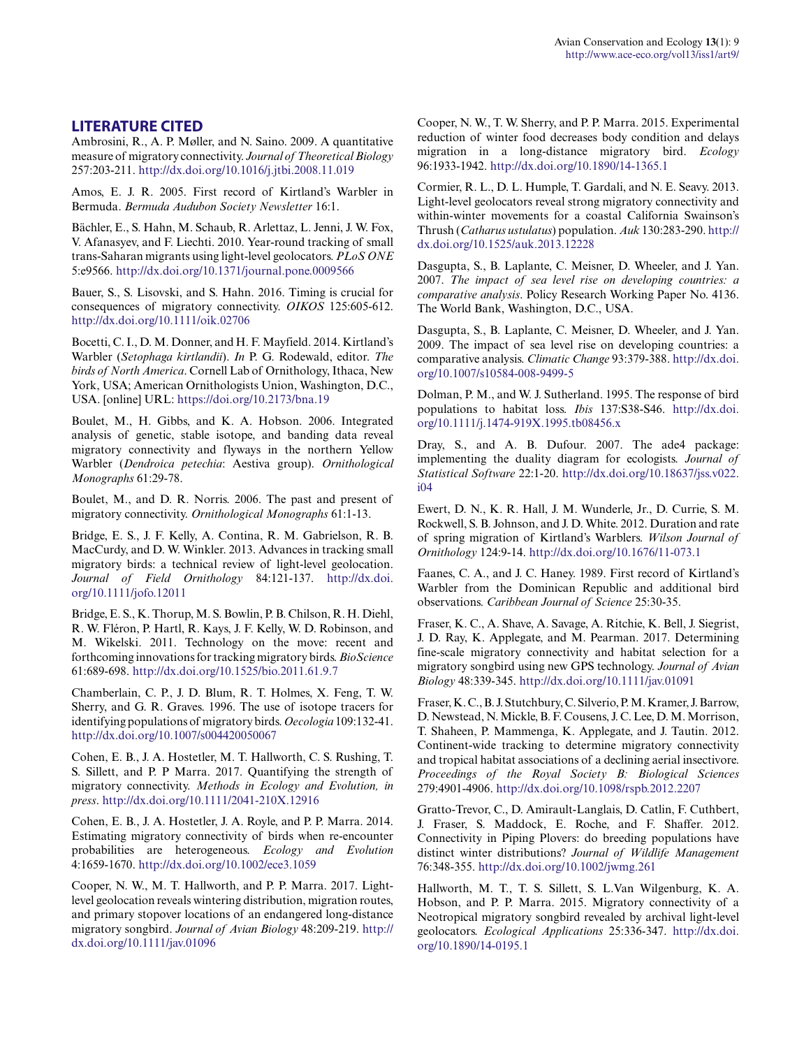## LITERATURE CITED

Ambrosini, R., A. P. Møller, and N. Saino. 2009. A quantitative measure of migratory connectivity. *Journal of Theoretical Biology* 257:203-211. http://dx.doi.org/10.1016/j.jtbi.2008.11.019

Amos, E. J. R. 2005. First record of Kirtland's Warbler in Bermuda. *Bermuda Audubon Society Newsletter* 16:1.

Bächler, E., S. Hahn, M. Schaub, R. Arlettaz, L. Jenni, J. W. Fox, V. Afanasyev, and F. Liechti. 2010. Year-round tracking of small trans-Saharan migrants using light-level geolocators. *PLoS ONE* 5:e9566. http://dx.doi.org/10.1371/journal.pone.0009566

Bauer, S., S. Lisovski, and S. Hahn. 2016. Timing is crucial for consequences of migratory connectivity. *OIKOS* 125:605-612. http://dx.doi.org/10.1111/oik.02706

Bocetti, C. I., D. M. Donner, and H. F. Mayfield. 2014. Kirtland's Warbler (*Setophaga kirtlandii*). *In* P. G. Rodewald, editor. *The birds of North America*. Cornell Lab of Ornithology, Ithaca, New York, USA; American Ornithologists Union, Washington, D.C., USA. [online] URL: https://doi.org/10.2173/bna.19

Boulet, M., H. Gibbs, and K. A. Hobson. 2006. Integrated analysis of genetic, stable isotope, and banding data reveal migratory connectivity and flyways in the northern Yellow Warbler (*Dendroica petechia*: Aestiva group). *Ornithological Monographs* 61:29-78.

Boulet, M., and D. R. Norris. 2006. The past and present of migratory connectivity. *Ornithological Monographs* 61:1-13.

Bridge, E. S., J. F. Kelly, A. Contina, R. M. Gabrielson, R. B. MacCurdy, and D. W. Winkler. 2013. Advances in tracking small migratory birds: a technical review of light-level geolocation. *Journal of Field Ornithology* 84:121-137. http://dx.doi.org/10.1111/jofo.12011

Bridge, E. S., K. Thorup, M. S. Bowlin, P. B. Chilson, R. H. Diehl, R. W. Fléron, P. Hartl, R. Kays, J. F. Kelly, W. D. Robinson, and M. Wikelski. 2011. Technology on the move: recent and forthcoming innovations for tracking migratory birds. *BioScience* 61:689-698. http://dx.doi.org/10.1525/bio.2011.61.9.7

Chamberlain, C. P., J. D. Blum, R. T. Holmes, X. Feng, T. W. Sherry, and G. R. Graves. 1996. The use of isotope tracers for identifying populations of migratory birds. *Oecologia* 109:132-41. http://dx.doi.org/10.1007/s004420050067

Cohen, E. B., J. A. Hostetler, M. T. Hallworth, C. S. Rushing, T. S. Sillett, and P. P Marra. 2017. Quantifying the strength of migratory connectivity. *Methods in Ecology and Evolution, in press*. http://dx.doi.org/10.1111/2041-210X.12916

Cohen, E. B., J. A. Hostetler, J. A. Royle, and P. P. Marra. 2014. Estimating migratory connectivity of birds when re-encounter probabilities are heterogeneous. *Ecology and Evolution* 4:1659-1670. http://dx.doi.org/10.1002/ece3.1059

Cooper, N. W., M. T. Hallworth, and P. P. Marra. 2017. Light-level geolocation reveals wintering distribution, migration routes, and primary stopover locations of an endangered long-distance migratory songbird. *Journal of Avian Biology* 48:209-219. http://dx.doi.org/10.1111/jav.01096

Cooper, N. W., T. W. Sherry, and P. P. Marra. 2015. Experimental reduction of winter food decreases body condition and delays migration in a long-distance migratory bird. *Ecology* 96:1933-1942. http://dx.doi.org/10.1890/14-1365.1

Cormier, R. L., D. L. Humple, T. Gardali, and N. E. Seavy. 2013. Light-level geolocators reveal strong migratory connectivity and within-winter movements for a coastal California Swainson's Thrush (*Catharus ustulatus*) population. *Auk* 130:283-290. http://dx.doi.org/10.1525/auk.2013.12228

Dasgupta, S., B. Laplante, C. Meisner, D. Wheeler, and J. Yan. 2007. *The impact of sea level rise on developing countries: a comparative analysis*. Policy Research Working Paper No. 4136. The World Bank, Washington, D.C., USA.

Dasgupta, S., B. Laplante, C. Meisner, D. Wheeler, and J. Yan. 2009. The impact of sea level rise on developing countries: a comparative analysis. *Climatic Change* 93:379-388. http://dx.doi.org/10.1007/s10584-008-9499-5

Dolman, P. M., and W. J. Sutherland. 1995. The response of bird populations to habitat loss. *Ibis* 137:S38-S46. http://dx.doi.org/10.1111/j.1474-919X.1995.tb08456.x

Dray, S., and A. B. Dufour. 2007. The ade4 package: implementing the duality diagram for ecologists. *Journal of Statistical Software* 22:1-20. http://dx.doi.org/10.18637/jss.v022.i04

Ewert, D. N., K. R. Hall, J. M. Wunderle, Jr., D. Currie, S. M. Rockwell, S. B. Johnson, and J. D. White. 2012. Duration and rate of spring migration of Kirtland's Warblers. *Wilson Journal of Ornithology* 124:9-14. http://dx.doi.org/10.1676/11-073.1

Faanes, C. A., and J. C. Haney. 1989. First record of Kirtland's Warbler from the Dominican Republic and additional bird observations. *Caribbean Journal of Science* 25:30-35.

Fraser, K. C., A. Shave, A. Savage, A. Ritchie, K. Bell, J. Siegrist, J. D. Ray, K. Applegate, and M. Pearman. 2017. Determining fine-scale migratory connectivity and habitat selection for a migratory songbird using new GPS technology. *Journal of Avian Biology* 48:339-345. http://dx.doi.org/10.1111/jav.01091

Fraser, K. C., B. J. Stutchbury, C. Silverio, P. M. Kramer, J. Barrow, D. Newstead, N. Mickle, B. F. Cousens, J. C. Lee, D. M. Morrison, T. Shaheen, P. Mammenga, K. Applegate, and J. Tautin. 2012. Continent-wide tracking to determine migratory connectivity and tropical habitat associations of a declining aerial insectivore. *Proceedings of the Royal Society B: Biological Sciences* 279:4901-4906. http://dx.doi.org/10.1098/rspb.2012.2207

Gratto-Trevor, C., D. Amirault-Langlais, D. Catlin, F. Cuthbert, J. Fraser, S. Maddock, E. Roche, and F. Shaffer. 2012. Connectivity in Piping Plovers: do breeding populations have distinct winter distributions? *Journal of Wildlife Management* 76:348-355. http://dx.doi.org/10.1002/jwmg.261

Hallworth, M. T., T. S. Sillett, S. L.Van Wilgenburg, K. A. Hobson, and P. P. Marra. 2015. Migratory connectivity of a Neotropical migratory songbird revealed by archival light-level geolocators. *Ecological Applications* 25:336-347. http://dx.doi.org/10.1890/14-0195.1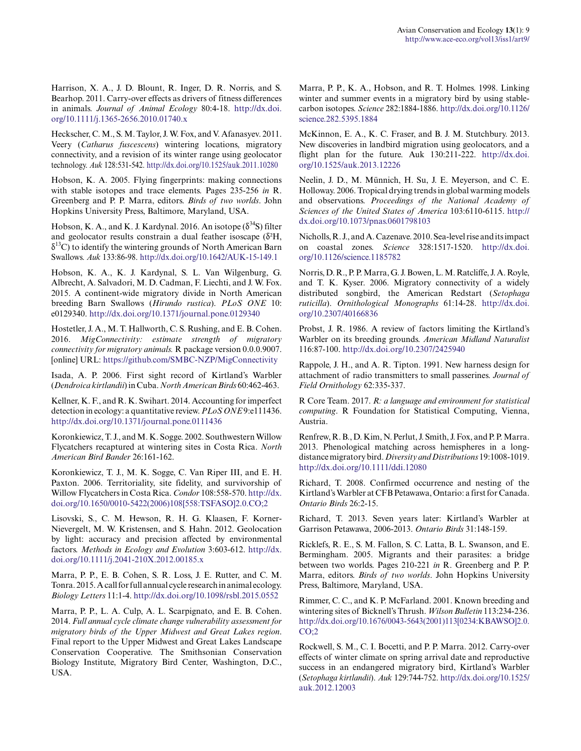Harrison, X. A., J. D. Blount, R. Inger, D. R. Norris, and S. Bearhop. 2011. Carry-over effects as drivers of fitness differences in animals. *Journal of Animal Ecology* 80:4-18. http://dx.doi.org/10.1111/j.1365-2656.2010.01740.x

Heckscher, C. M., S. M. Taylor, J. W. Fox, and V. Afanasyev. 2011. Veery (*Catharus fuscescens*) wintering locations, migratory connectivity, and a revision of its winter range using geolocator technology. *Auk* 128:531-542. http://dx.doi.org/10.1525/auk.2011.10280

Hobson, K. A. 2005. Flying fingerprints: making connections with stable isotopes and trace elements. Pages 235-256 *in* R. Greenberg and P. P. Marra, editors. *Birds of two worlds*. John Hopkins University Press, Baltimore, Maryland, USA.

Hobson, K. A., and K. J. Kardynal. 2016. An isotope ($\delta^{34}$S) filter and geolocator results constrain a dual feather isoscape ($\delta^{2}$H, $\delta^{13}$C) to identify the wintering grounds of North American Barn Swallows. *Auk* 133:86-98. http://dx.doi.org/10.1642/AUK-15-149.1

Hobson, K. A., K. J. Kardynal, S. L. Van Wilgenburg, G. Albrecht, A. Salvadori, M. D. Cadman, F. Liechti, and J. W. Fox. 2015. A continent-wide migratory divide in North American breeding Barn Swallows (*Hirundo rustica*). *PLoS ONE* 10: e0129340. http://dx.doi.org/10.1371/journal.pone.0129340

Hostetler, J. A., M. T. Hallworth, C. S. Rushing, and E. B. Cohen. 2016. *MigConnectivity: estimate strength of migratory connectivity for migratory animals.* R package version 0.0.0.9007. [online] URL: https://github.com/SMBC-NZP/MigConnectivity

Isada, A. P. 2006. First sight record of Kirtland's Warbler (*Dendroica kirtlandii*) in Cuba. *North American Birds* 60:462-463.

Kellner, K. F., and R. K. Swihart. 2014. Accounting for imperfect detection in ecology: a quantitative review. *PLoS ONE* 9:e111436. http://dx.doi.org/10.1371/journal.pone.0111436

Koronkiewicz, T. J., and M. K. Sogge. 2002. Southwestern Willow Flycatchers recaptured at wintering sites in Costa Rica. *North American Bird Bander* 26:161-162.

Koronkiewicz, T. J., M. K. Sogge, C. Van Riper III, and E. H. Paxton. 2006. Territoriality, site fidelity, and survivorship of Willow Flycatchers in Costa Rica. *Condor* 108:558-570. http://dx.doi.org/10.1650/0010-5422(2006)108[558:TSFASO]2.0.CO;2

Lisovski, S., C. M. Hewson, R. H. G. Klaasen, F. Korner-Nievergelt, M. W. Kristensen, and S. Hahn. 2012. Geolocation by light: accuracy and precision affected by environmental factors. *Methods in Ecology and Evolution* 3:603-612. http://dx.doi.org/10.1111/j.2041-210X.2012.00185.x

Marra, P. P., E. B. Cohen, S. R. Loss, J. E. Rutter, and C. M. Tonra. 2015. A call for full annual cycle research in animal ecology. *Biology Letters* 11:1-4. http://dx.doi.org/10.1098/rsbl.2015.0552

Marra, P. P., L. A. Culp, A. L. Scarpignato, and E. B. Cohen. 2014. *Full annual cycle climate change vulnerability assessment for migratory birds of the Upper Midwest and Great Lakes region*. Final report to the Upper Midwest and Great Lakes Landscape Conservation Cooperative. The Smithsonian Conservation Biology Institute, Migratory Bird Center, Washington, D.C., USA.

Marra, P. P., K. A., Hobson, and R. T. Holmes. 1998. Linking winter and summer events in a migratory bird by using stable-carbon isotopes. *Science* 282:1884-1886. http://dx.doi.org/10.1126/science.282.5395.1884

McKinnon, E. A., K. C. Fraser, and B. J. M. Stutchbury. 2013. New discoveries in landbird migration using geolocators, and a flight plan for the future. Auk 130:211-222. http://dx.doi.org/10.1525/auk.2013.12226

Neelin, J. D., M. Münnich, H. Su, J. E. Meyerson, and C. E. Holloway. 2006. Tropical drying trends in global warming models and observations. *Proceedings of the National Academy of Sciences of the United States of America* 103:6110-6115. http://dx.doi.org/10.1073/pnas.0601798103

Nicholls, R. J., and A. Cazenave. 2010. Sea-level rise and its impact on coastal zones. *Science* 328:1517-1520. http://dx.doi.org/10.1126/science.1185782

Norris, D. R., P. P. Marra, G. J. Bowen, L. M. Ratcliffe, J. A. Royle, and T. K. Kyser. 2006. Migratory connectivity of a widely distributed songbird, the American Redstart (*Setophaga ruticilla*). *Ornithological Monographs* 61:14-28. http://dx.doi.org/10.2307/40166836

Probst, J. R. 1986. A review of factors limiting the Kirtland's Warbler on its breeding grounds. *American Midland Naturalist* 116:87-100. http://dx.doi.org/10.2307/2425940

Rappole, J. H., and A. R. Tipton. 1991. New harness design for attachment of radio transmitters to small passerines. *Journal of Field Ornithology* 62:335-337.

R Core Team. 2017. *R: a language and environment for statistical computing*. R Foundation for Statistical Computing, Vienna, Austria.

Renfrew, R. B., D. Kim, N. Perlut, J. Smith, J. Fox, and P. P. Marra. 2013. Phenological matching across hemispheres in a long-distance migratory bird. *Diversity and Distributions* 19:1008-1019. http://dx.doi.org/10.1111/ddi.12080

Richard, T. 2008. Confirmed occurrence and nesting of the Kirtland's Warbler at CFB Petawawa, Ontario: a first for Canada. *Ontario Birds* 26:2-15.

Richard, T. 2013. Seven years later: Kirtland's Warbler at Garrison Petawawa, 2006-2013. *Ontario Birds* 31:148-159.

Ricklefs, R. E., S. M. Fallon, S. C. Latta, B. L. Swanson, and E. Bermingham. 2005. Migrants and their parasites: a bridge between two worlds. Pages 210-221 *in* R. Greenberg and P. P. Marra, editors. *Birds of two worlds*. John Hopkins University Press, Baltimore, Maryland, USA.

Rimmer, C. C., and K. P. McFarland. 2001. Known breeding and wintering sites of Bicknell's Thrush. *Wilson Bulletin* 113:234-236. http://dx.doi.org/10.1676/0043-5643(2001)113[0234:KBAWSO]2.0.CO;2

Rockwell, S. M., C. I. Bocetti, and P. P. Marra. 2012. Carry-over effects of winter climate on spring arrival date and reproductive success in an endangered migratory bird, Kirtland's Warbler (*Setophaga kirtlandii*). *Auk* 129:744-752. http://dx.doi.org/10.1525/auk.2012.12003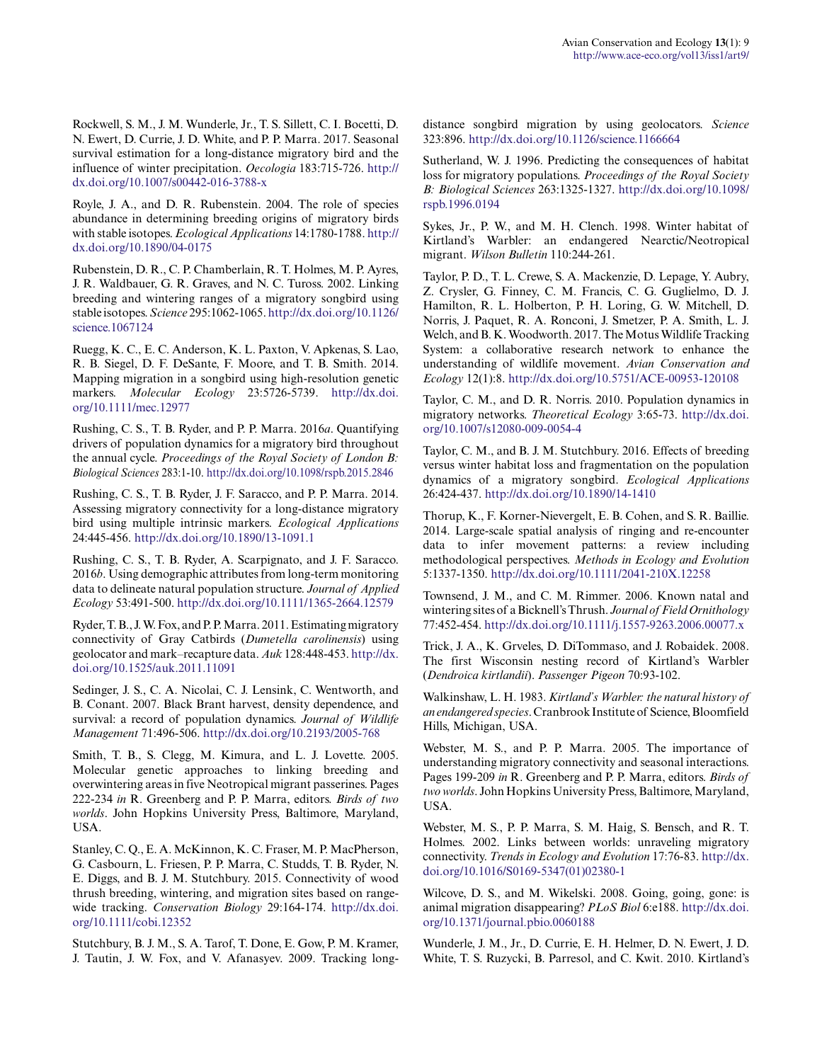Rockwell, S. M., J. M. Wunderle, Jr., T. S. Sillett, C. I. Bocetti, D. N. Ewert, D. Currie, J. D. White, and P. P. Marra. 2017. Seasonal survival estimation for a long-distance migratory bird and the influence of winter precipitation. *Oecologia* 183:715-726. http://dx.doi.org/10.1007/s00442-016-3788-x

Royle, J. A., and D. R. Rubenstein. 2004. The role of species abundance in determining breeding origins of migratory birds with stable isotopes. *Ecological Applications* 14:1780-1788. http://dx.doi.org/10.1890/04-0175

Rubenstein, D. R., C. P. Chamberlain, R. T. Holmes, M. P. Ayres, J. R. Waldbauer, G. R. Graves, and N. C. Tuross. 2002. Linking breeding and wintering ranges of a migratory songbird using stable isotopes. *Science* 295:1062-1065. http://dx.doi.org/10.1126/science.1067124

Ruegg, K. C., E. C. Anderson, K. L. Paxton, V. Apkenas, S. Lao, R. B. Siegel, D. F. DeSante, F. Moore, and T. B. Smith. 2014. Mapping migration in a songbird using high-resolution genetic markers. *Molecular Ecology* 23:5726-5739. http://dx.doi.org/10.1111/mec.12977

Rushing, C. S., T. B. Ryder, and P. P. Marra. 2016*a*. Quantifying drivers of population dynamics for a migratory bird throughout the annual cycle. *Proceedings of the Royal Society of London B: Biological Sciences* 283:1-10. http://dx.doi.org/10.1098/rspb.2015.2846

Rushing, C. S., T. B. Ryder, J. F. Saracco, and P. P. Marra. 2014. Assessing migratory connectivity for a long-distance migratory bird using multiple intrinsic markers. *Ecological Applications* 24:445-456. http://dx.doi.org/10.1890/13-1091.1

Rushing, C. S., T. B. Ryder, A. Scarpignato, and J. F. Saracco. 2016*b*. Using demographic attributes from long-term monitoring data to delineate natural population structure. *Journal of Applied Ecology* 53:491-500. http://dx.doi.org/10.1111/1365-2664.12579

Ryder, T. B., J. W. Fox, and P. P. Marra. 2011. Estimating migratory connectivity of Gray Catbirds (*Dumetella carolinensis*) using geolocator and mark–recapture data. *Auk* 128:448-453. http://dx.doi.org/10.1525/auk.2011.11091

Sedinger, J. S., C. A. Nicolai, C. J. Lensink, C. Wentworth, and B. Conant. 2007. Black Brant harvest, density dependence, and survival: a record of population dynamics. *Journal of Wildlife Management* 71:496-506. http://dx.doi.org/10.2193/2005-768

Smith, T. B., S. Clegg, M. Kimura, and L. J. Lovette. 2005. Molecular genetic approaches to linking breeding and overwintering areas in five Neotropical migrant passerines. Pages 222-234 *in* R. Greenberg and P. P. Marra, editors. *Birds of two worlds*. John Hopkins University Press, Baltimore, Maryland, USA.

Stanley, C. Q., E. A. McKinnon, K. C. Fraser, M. P. MacPherson, G. Casbourn, L. Friesen, P. P. Marra, C. Studds, T. B. Ryder, N. E. Diggs, and B. J. M. Stutchbury. 2015. Connectivity of wood thrush breeding, wintering, and migration sites based on range-wide tracking. *Conservation Biology* 29:164-174. http://dx.doi.org/10.1111/cobi.12352

Stutchbury, B. J. M., S. A. Tarof, T. Done, E. Gow, P. M. Kramer, J. Tautin, J. W. Fox, and V. Afanasyev. 2009. Tracking long-distance songbird migration by using geolocators. *Science* 323:896. http://dx.doi.org/10.1126/science.1166664

Sutherland, W. J. 1996. Predicting the consequences of habitat loss for migratory populations. *Proceedings of the Royal Society B: Biological Sciences* 263:1325-1327. http://dx.doi.org/10.1098/rspb.1996.0194

Sykes, Jr., P. W., and M. H. Clench. 1998. Winter habitat of Kirtland's Warbler: an endangered Nearctic/Neotropical migrant. *Wilson Bulletin* 110:244-261.

Taylor, P. D., T. L. Crewe, S. A. Mackenzie, D. Lepage, Y. Aubry, Z. Crysler, G. Finney, C. M. Francis, C. G. Guglielmo, D. J. Hamilton, R. L. Holberton, P. H. Loring, G. W. Mitchell, D. Norris, J. Paquet, R. A. Ronconi, J. Smetzer, P. A. Smith, L. J. Welch, and B. K. Woodworth. 2017. The Motus Wildlife Tracking System: a collaborative research network to enhance the understanding of wildlife movement. *Avian Conservation and Ecology* 12(1):8. http://dx.doi.org/10.5751/ACE-00953-120108

Taylor, C. M., and D. R. Norris. 2010. Population dynamics in migratory networks. *Theoretical Ecology* 3:65-73. http://dx.doi.org/10.1007/s12080-009-0054-4

Taylor, C. M., and B. J. M. Stutchbury. 2016. Effects of breeding versus winter habitat loss and fragmentation on the population dynamics of a migratory songbird. *Ecological Applications* 26:424-437. http://dx.doi.org/10.1890/14-1410

Thorup, K., F. Korner-Nievergelt, E. B. Cohen, and S. R. Baillie. 2014. Large-scale spatial analysis of ringing and re-encounter data to infer movement patterns: a review including methodological perspectives. *Methods in Ecology and Evolution* 5:1337-1350. http://dx.doi.org/10.1111/2041-210X.12258

Townsend, J. M., and C. M. Rimmer. 2006. Known natal and wintering sites of a Bicknell's Thrush. *Journal of Field Ornithology* 77:452-454. http://dx.doi.org/10.1111/j.1557-9263.2006.00077.x

Trick, J. A., K. Grveles, D. DiTommaso, and J. Robaidek. 2008. The first Wisconsin nesting record of Kirtland's Warbler (*Dendroica kirtlandii*). *Passenger Pigeon* 70:93-102.

Walkinshaw, L. H. 1983. *Kirtland's Warbler: the natural history of an endangered species*. Cranbrook Institute of Science, Bloomfield Hills, Michigan, USA.

Webster, M. S., and P. P. Marra. 2005. The importance of understanding migratory connectivity and seasonal interactions. Pages 199-209 *in* R. Greenberg and P. P. Marra, editors. *Birds of two worlds*. John Hopkins University Press, Baltimore, Maryland, USA.

Webster, M. S., P. P. Marra, S. M. Haig, S. Bensch, and R. T. Holmes. 2002. Links between worlds: unraveling migratory connectivity. *Trends in Ecology and Evolution* 17:76-83. http://dx.doi.org/10.1016/S0169-5347(01)02380-1

Wilcove, D. S., and M. Wikelski. 2008. Going, going, gone: is animal migration disappearing? *PLoS Biol* 6:e188. http://dx.doi.org/10.1371/journal.pbio.0060188

Wunderle, J. M., Jr., D. Currie, E. H. Helmer, D. N. Ewert, J. D. White, T. S. Ruzycki, B. Parresol, and C. Kwit. 2010. Kirtland's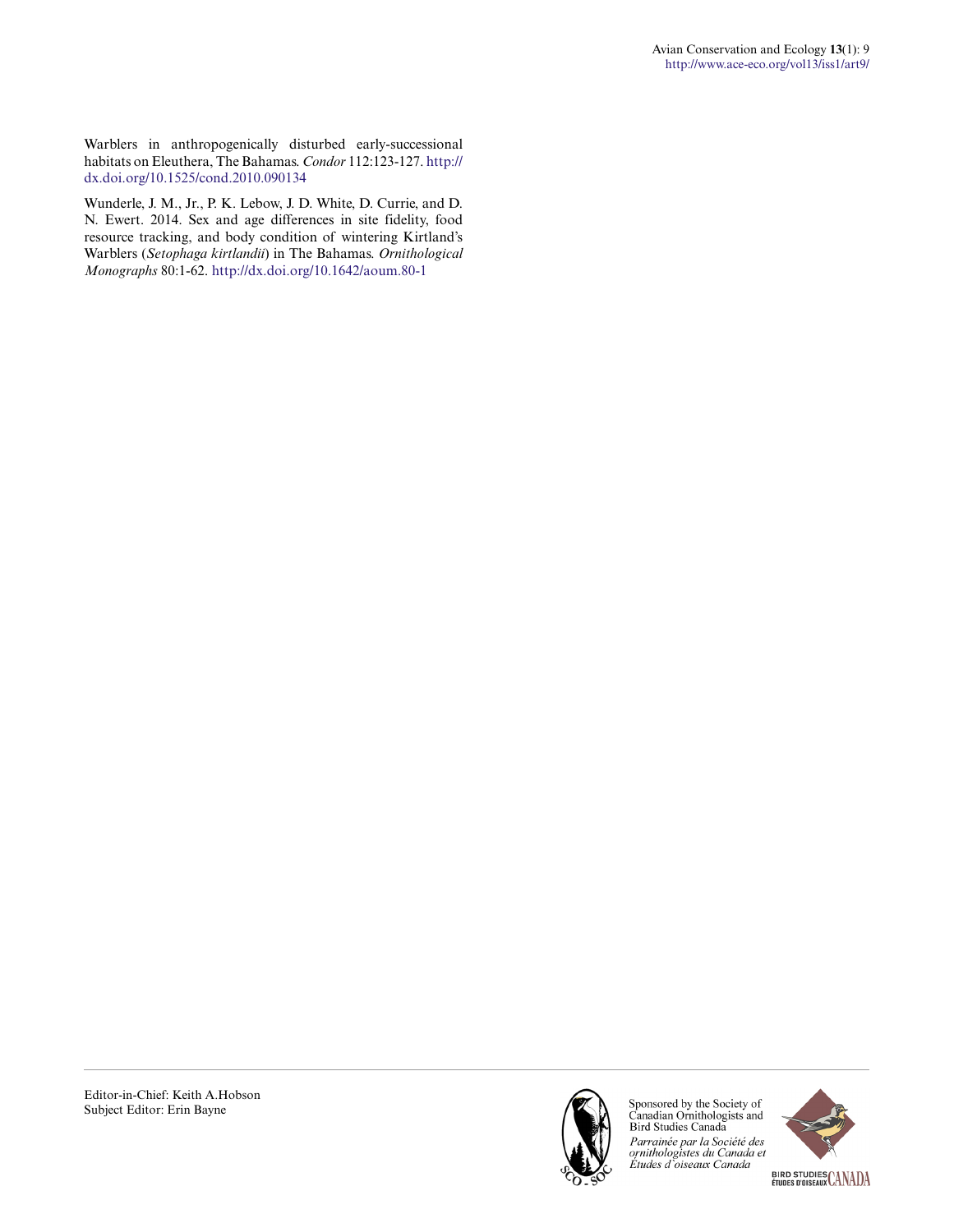Warblers in anthropogenically disturbed early-successional habitats on Eleuthera, The Bahamas. *Condor* 112:123-127. http://dx.doi.org/10.1525/cond.2010.090134

Wunderle, J. M., Jr., P. K. Lebow, J. D. White, D. Currie, and D. N. Ewert. 2014. Sex and age differences in site fidelity, food resource tracking, and body condition of wintering Kirtland's Warblers (*Setophaga kirtlandii*) in The Bahamas. *Ornithological Monographs* 80:1-62. http://dx.doi.org/10.1642/aoum.80-1

Editor-in-Chief: Keith A.Hobson
Subject Editor: Erin Bayne

Sponsored by the Society of Canadian Ornithologists and Bird Studies Canada

*Parrainée par la Société des ornithologistes du Canada et Études d'oiseaux Canada*